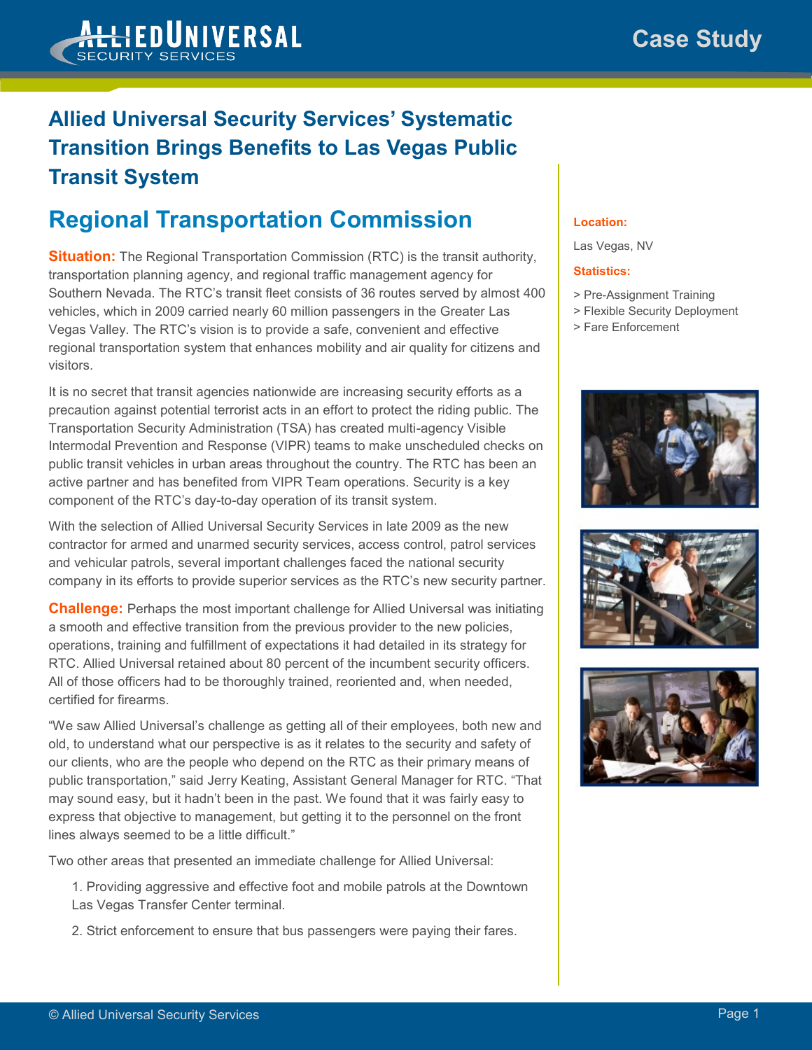# Allied Universal Security Services' Systematic Transition Brings Benefits to Las Vegas Public Transit System

## Regional Transportation Commission

**Location:**

Las Vegas, NV

**Statistics:**

> Pre-Assignment Training
> Flexible Security Deployment
> Fare Enforcement

**Situation:** The Regional Transportation Commission (RTC) is the transit authority, transportation planning agency, and regional traffic management agency for Southern Nevada. The RTC's transit fleet consists of 36 routes served by almost 400 vehicles, which in 2009 carried nearly 60 million passengers in the Greater Las Vegas Valley. The RTC's vision is to provide a safe, convenient and effective regional transportation system that enhances mobility and air quality for citizens and visitors.

It is no secret that transit agencies nationwide are increasing security efforts as a precaution against potential terrorist acts in an effort to protect the riding public. The Transportation Security Administration (TSA) has created multi-agency Visible Intermodal Prevention and Response (VIPR) teams to make unscheduled checks on public transit vehicles in urban areas throughout the country. The RTC has been an active partner and has benefited from VIPR Team operations. Security is a key component of the RTC's day-to-day operation of its transit system.

With the selection of Allied Universal Security Services in late 2009 as the new contractor for armed and unarmed security services, access control, patrol services and vehicular patrols, several important challenges faced the national security company in its efforts to provide superior services as the RTC's new security partner.

**Challenge:** Perhaps the most important challenge for Allied Universal was initiating a smooth and effective transition from the previous provider to the new policies, operations, training and fulfillment of expectations it had detailed in its strategy for RTC. Allied Universal retained about 80 percent of the incumbent security officers. All of those officers had to be thoroughly trained, reoriented and, when needed, certified for firearms.

"We saw Allied Universal's challenge as getting all of their employees, both new and old, to understand what our perspective is as it relates to the security and safety of our clients, who are the people who depend on the RTC as their primary means of public transportation," said Jerry Keating, Assistant General Manager for RTC. "That may sound easy, but it hadn't been in the past. We found that it was fairly easy to express that objective to management, but getting it to the personnel on the front lines always seemed to be a little difficult."

Two other areas that presented an immediate challenge for Allied Universal:

1. Providing aggressive and effective foot and mobile patrols at the Downtown Las Vegas Transfer Center terminal.
2. Strict enforcement to ensure that bus passengers were paying their fares.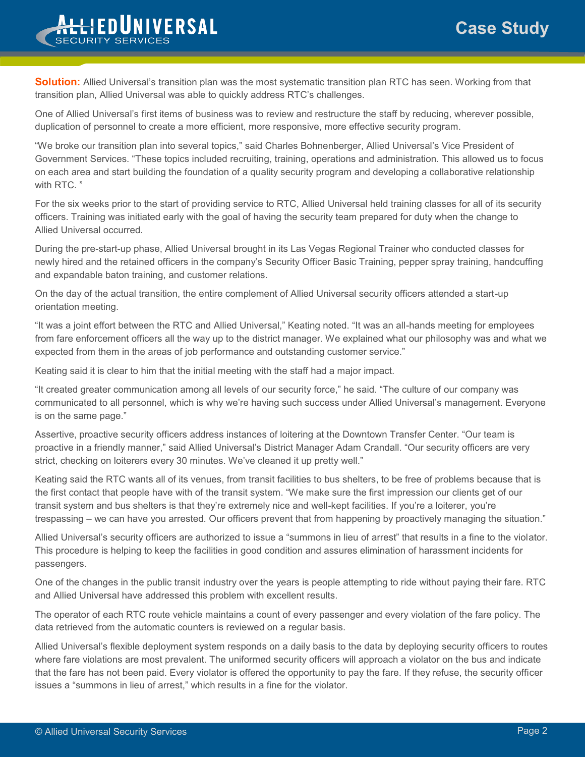**Solution:** Allied Universal's transition plan was the most systematic transition plan RTC has seen. Working from that transition plan, Allied Universal was able to quickly address RTC's challenges.

One of Allied Universal's first items of business was to review and restructure the staff by reducing, wherever possible, duplication of personnel to create a more efficient, more responsive, more effective security program.

"We broke our transition plan into several topics," said Charles Bohnenberger, Allied Universal's Vice President of Government Services. "These topics included recruiting, training, operations and administration. This allowed us to focus on each area and start building the foundation of a quality security program and developing a collaborative relationship with RTC. "

For the six weeks prior to the start of providing service to RTC, Allied Universal held training classes for all of its security officers. Training was initiated early with the goal of having the security team prepared for duty when the change to Allied Universal occurred.

During the pre-start-up phase, Allied Universal brought in its Las Vegas Regional Trainer who conducted classes for newly hired and the retained officers in the company's Security Officer Basic Training, pepper spray training, handcuffing and expandable baton training, and customer relations.

On the day of the actual transition, the entire complement of Allied Universal security officers attended a start-up orientation meeting.

"It was a joint effort between the RTC and Allied Universal," Keating noted. "It was an all-hands meeting for employees from fare enforcement officers all the way up to the district manager. We explained what our philosophy was and what we expected from them in the areas of job performance and outstanding customer service."

Keating said it is clear to him that the initial meeting with the staff had a major impact.

"It created greater communication among all levels of our security force," he said. "The culture of our company was communicated to all personnel, which is why we're having such success under Allied Universal's management. Everyone is on the same page."

Assertive, proactive security officers address instances of loitering at the Downtown Transfer Center. "Our team is proactive in a friendly manner," said Allied Universal's District Manager Adam Crandall. "Our security officers are very strict, checking on loiterers every 30 minutes. We've cleaned it up pretty well."

Keating said the RTC wants all of its venues, from transit facilities to bus shelters, to be free of problems because that is the first contact that people have with of the transit system. "We make sure the first impression our clients get of our transit system and bus shelters is that they're extremely nice and well-kept facilities. If you're a loiterer, you're trespassing – we can have you arrested. Our officers prevent that from happening by proactively managing the situation."

Allied Universal's security officers are authorized to issue a "summons in lieu of arrest" that results in a fine to the violator. This procedure is helping to keep the facilities in good condition and assures elimination of harassment incidents for passengers.

One of the changes in the public transit industry over the years is people attempting to ride without paying their fare. RTC and Allied Universal have addressed this problem with excellent results.

The operator of each RTC route vehicle maintains a count of every passenger and every violation of the fare policy. The data retrieved from the automatic counters is reviewed on a regular basis.

Allied Universal's flexible deployment system responds on a daily basis to the data by deploying security officers to routes where fare violations are most prevalent. The uniformed security officers will approach a violator on the bus and indicate that the fare has not been paid. Every violator is offered the opportunity to pay the fare. If they refuse, the security officer issues a "summons in lieu of arrest," which results in a fine for the violator.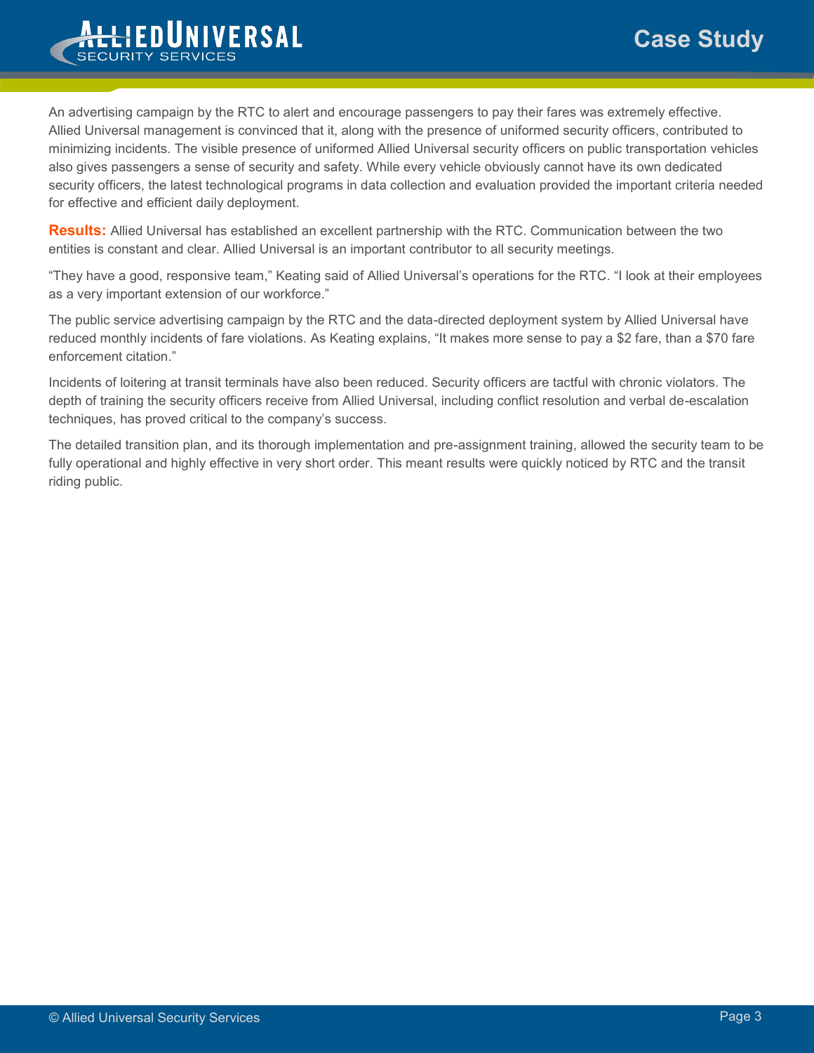An advertising campaign by the RTC to alert and encourage passengers to pay their fares was extremely effective. Allied Universal management is convinced that it, along with the presence of uniformed security officers, contributed to minimizing incidents. The visible presence of uniformed Allied Universal security officers on public transportation vehicles also gives passengers a sense of security and safety. While every vehicle obviously cannot have its own dedicated security officers, the latest technological programs in data collection and evaluation provided the important criteria needed for effective and efficient daily deployment.

**Results:** Allied Universal has established an excellent partnership with the RTC. Communication between the two entities is constant and clear. Allied Universal is an important contributor to all security meetings.

“They have a good, responsive team,” Keating said of Allied Universal’s operations for the RTC. “I look at their employees as a very important extension of our workforce.”

The public service advertising campaign by the RTC and the data-directed deployment system by Allied Universal have reduced monthly incidents of fare violations. As Keating explains, “It makes more sense to pay a $2 fare, than a $70 fare enforcement citation.”

Incidents of loitering at transit terminals have also been reduced. Security officers are tactful with chronic violators. The depth of training the security officers receive from Allied Universal, including conflict resolution and verbal de-escalation techniques, has proved critical to the company’s success.

The detailed transition plan, and its thorough implementation and pre-assignment training, allowed the security team to be fully operational and highly effective in very short order. This meant results were quickly noticed by RTC and the transit riding public.